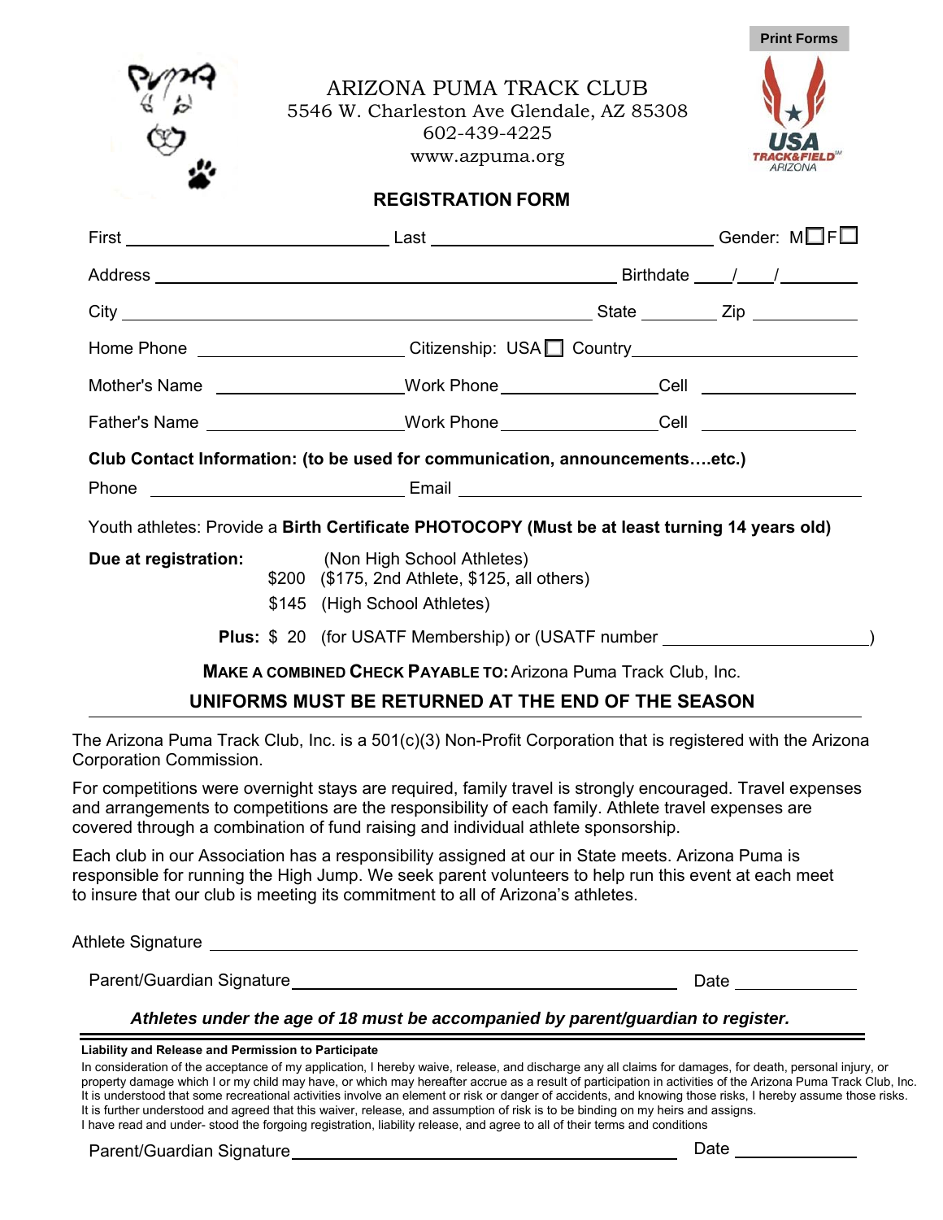Print Forms

# ARIZONA PUMA TRACK CLUB

5546 W. Charleston Ave Glendale, AZ 85308
602-439-4225
www.azpuma.org

## REGISTRATION FORM

First ______________________ Last ______________________ Gender: M☐ F☐

Address ______________________________________ Birthdate ____/____/________

City ______________________________________ State ________ Zip ___________

Home Phone ________________ Citizenship: USA☐ Country ________________

Mother's Name ________________ Work Phone ________________ Cell ________________

Father's Name ________________ Work Phone ________________ Cell ________________

**Club Contact Information: (to be used for communication, announcements….etc.)**

Phone ________________ Email ______________________________

Youth athletes: Provide a **Birth Certificate PHOTOCOPY (Must be at least turning 14 years old)**

**Due at registration:** (Non High School Athletes)
$200 ($175, 2nd Athlete, $125, all others)
$145 (High School Athletes)

**Plus:** $ 20 (for USATF Membership) or (USATF number ____________________)

**MAKE A COMBINED CHECK PAYABLE TO:** Arizona Puma Track Club, Inc.

**UNIFORMS MUST BE RETURNED AT THE END OF THE SEASON**

---

The Arizona Puma Track Club, Inc. is a 501(c)(3) Non-Profit Corporation that is registered with the Arizona Corporation Commission.

For competitions were overnight stays are required, family travel is strongly encouraged. Travel expenses and arrangements to competitions are the responsibility of each family. Athlete travel expenses are covered through a combination of fund raising and individual athlete sponsorship.

Each club in our Association has a responsibility assigned at our in State meets. Arizona Puma is responsible for running the High Jump. We seek parent volunteers to help run this event at each meet to insure that our club is meeting its commitment to all of Arizona's athletes.

Athlete Signature ______________________________________

Parent/Guardian Signature ______________________________ Date __________

***Athletes under the age of 18 must be accompanied by parent/guardian to register.***

---

**Liability and Release and Permission to Participate**

In consideration of the acceptance of my application, I hereby waive, release, and discharge any all claims for damages, for death, personal injury, or property damage which I or my child may have, or which may hereafter accrue as a result of participation in activities of the Arizona Puma Track Club, Inc. It is understood that some recreational activities involve an element or risk or danger of accidents, and knowing those risks, I hereby assume those risks. It is further understood and agreed that this waiver, release, and assumption of risk is to be binding on my heirs and assigns.
I have read and under- stood the forgoing registration, liability release, and agree to all of their terms and conditions

Parent/Guardian Signature ______________________________ Date __________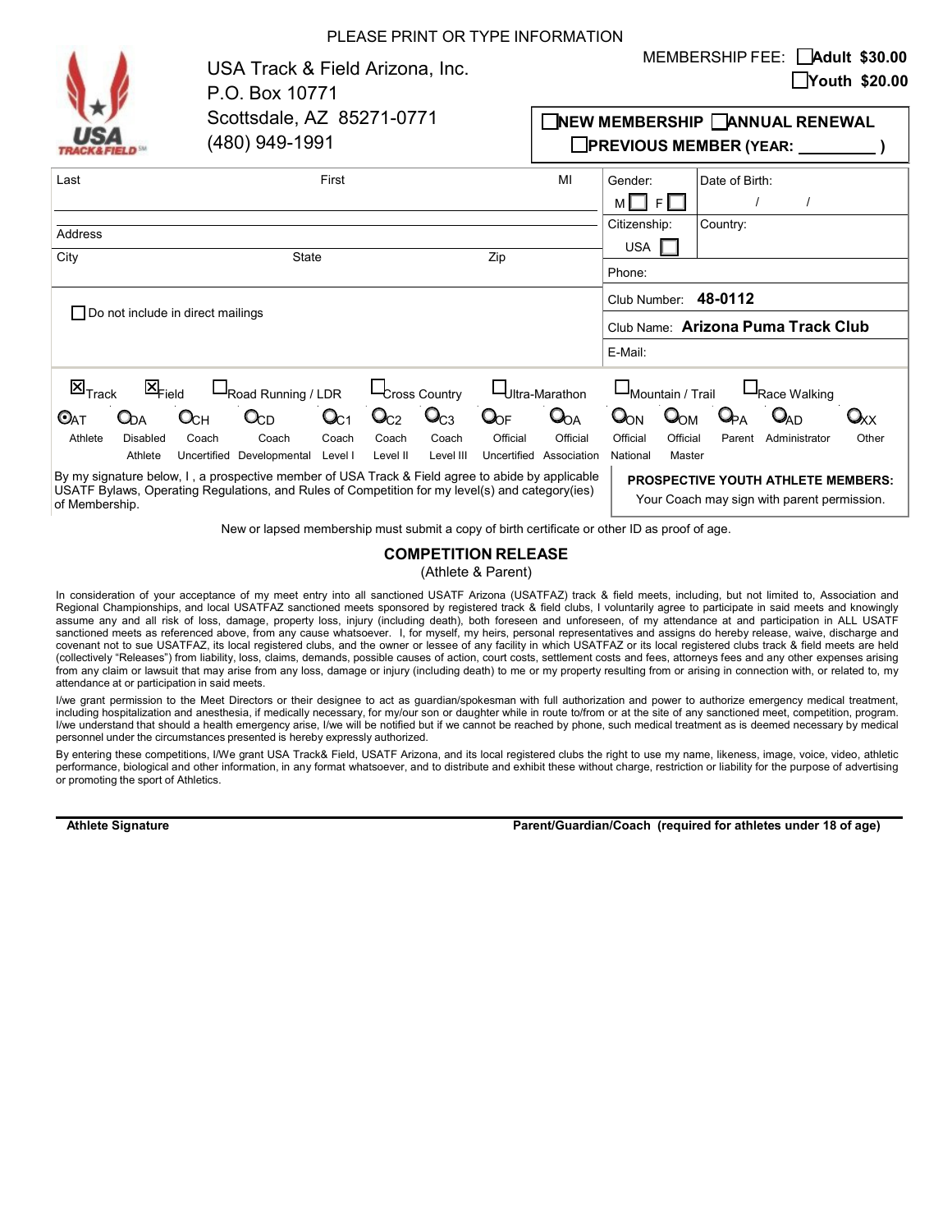PLEASE PRINT OR TYPE INFORMATION

USA Track & Field Arizona, Inc.
P.O. Box 10771
Scottsdale, AZ 85271-0771
(480) 949-1991

MEMBERSHIP FEE: ☐ **Adult $30.00** ☐ **Youth $20.00**

☐ **NEW MEMBERSHIP** ☐ **ANNUAL RENEWAL**
☐ **PREVIOUS MEMBER (YEAR: _________ )**

| | | | | |
|---|---|---|---|---|
| Last | First | MI | Gender: M ☐ F ☐ | Date of Birth: / / |
| Address | | | Citizenship: USA ☐ | Country: |
| City | State | Zip | Phone: | |
| | | | Club Number: **48-0112** | |
| ☐ Do not include in direct mailings | | | Club Name: **Arizona Puma Track Club** | |
| | | | E-Mail: | |

☒ Track ☒ Field ☐ Road Running / LDR ☐ Cross Country ☐ Ultra-Marathon ☐ Mountain / Trail ☐ Race Walking

◉ AT Athlete ○ DA Disabled Athlete ○ CH Coach Uncertified ○ CD Coach Developmental ○ C1 Coach Level I ○ C2 Coach Level II ○ C3 Coach Level III ○ OF Official Uncertified ○ OA Official Association ○ ON Official National ○ OM Official Master ○ PA Parent ○ AD Administrator ○ XX Other

By my signature below, I , a prospective member of USA Track & Field agree to abide by applicable USATF Bylaws, Operating Regulations, and Rules of Competition for my level(s) and category(ies) of Membership.

**PROSPECTIVE YOUTH ATHLETE MEMBERS:**
Your Coach may sign with parent permission.

New or lapsed membership must submit a copy of birth certificate or other ID as proof of age.

## COMPETITION RELEASE

(Athlete & Parent)

In consideration of your acceptance of my meet entry into all sanctioned USATF Arizona (USATFAZ) track & field meets, including, but not limited to, Association and Regional Championships, and local USATFAZ sanctioned meets sponsored by registered track & field clubs, I voluntarily agree to participate in said meets and knowingly assume any and all risk of loss, damage, property loss, injury (including death), both foreseen and unforeseen, of my attendance at and participation in ALL USATF sanctioned meets as referenced above, from any cause whatsoever. I, for myself, my heirs, personal representatives and assigns do hereby release, waive, discharge and covenant not to sue USATFAZ, its local registered clubs, and the owner or lessee of any facility in which USATFAZ or its local registered clubs track & field meets are held (collectively "Releases") from liability, loss, claims, demands, possible causes of action, court costs, settlement costs and fees, attorneys fees and any other expenses arising from any claim or lawsuit that may arise from any loss, damage or injury (including death) to me or my property resulting from or arising in connection with, or related to, my attendance at or participation in said meets.

I/we grant permission to the Meet Directors or their designee to act as guardian/spokesman with full authorization and power to authorize emergency medical treatment, including hospitalization and anesthesia, if medically necessary, for my/our son or daughter while in route to/from or at the site of any sanctioned meet, competition, program. I/we understand that should a health emergency arise, I/we will be notified but if we cannot be reached by phone, such medical treatment as is deemed necessary by medical personnel under the circumstances presented is hereby expressly authorized.

By entering these competitions, I/We grant USA Track& Field, USATF Arizona, and its local registered clubs the right to use my name, likeness, image, voice, video, athletic performance, biological and other information, in any format whatsoever, and to distribute and exhibit these without charge, restriction or liability for the purpose of advertising or promoting the sport of Athletics.

**Athlete Signature** **Parent/Guardian/Coach (required for athletes under 18 of age)**